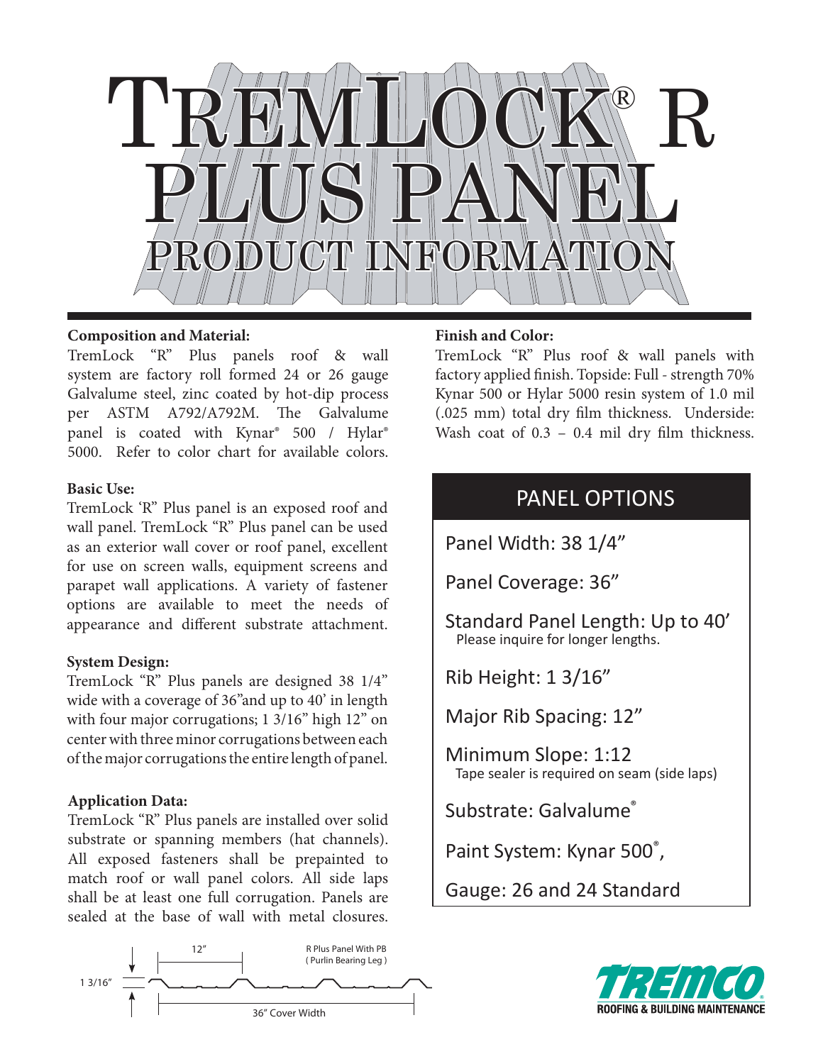# TremLock® R Plus Panel

## Product Information

**Composition and Material:**
TremLock "R" Plus panels roof & wall system are factory roll formed 24 or 26 gauge Galvalume steel, zinc coated by hot-dip process per ASTM A792/A792M. The Galvalume panel is coated with Kynar® 500 / Hylar® 5000. Refer to color chart for available colors.

**Basic Use:**
TremLock 'R" Plus panel is an exposed roof and wall panel. TremLock "R" Plus panel can be used as an exterior wall cover or roof panel, excellent for use on screen walls, equipment screens and parapet wall applications. A variety of fastener options are available to meet the needs of appearance and different substrate attachment.

**System Design:**
TremLock "R" Plus panels are designed 38 1/4" wide with a coverage of 36"and up to 40' in length with four major corrugations; 1 3/16" high 12" on center with three minor corrugations between each of the major corrugations the entire length of panel.

**Application Data:**
TremLock "R" Plus panels are installed over solid substrate or spanning members (hat channels). All exposed fasteners shall be prepainted to match roof or wall panel colors. All side laps shall be at least one full corrugation. Panels are sealed at the base of wall with metal closures.

12"

R Plus Panel With PB ( Purlin Bearing Leg )

1 3/16"

36" Cover Width

**Finish and Color:**
TremLock "R" Plus roof & wall panels with factory applied finish. Topside: Full - strength 70% Kynar 500 or Hylar 5000 resin system of 1.0 mil (.025 mm) total dry film thickness. Underside: Wash coat of 0.3 – 0.4 mil dry film thickness.

## PANEL OPTIONS

Panel Width: 38 1/4"

Panel Coverage: 36"

Standard Panel Length: Up to 40'
Please inquire for longer lengths.

Rib Height: 1 3/16"

Major Rib Spacing: 12"

Minimum Slope: 1:12
Tape sealer is required on seam (side laps)

Substrate: Galvalume®

Paint System: Kynar 500®,

Gauge: 26 and 24 Standard

TREMCO
ROOFING & BUILDING MAINTENANCE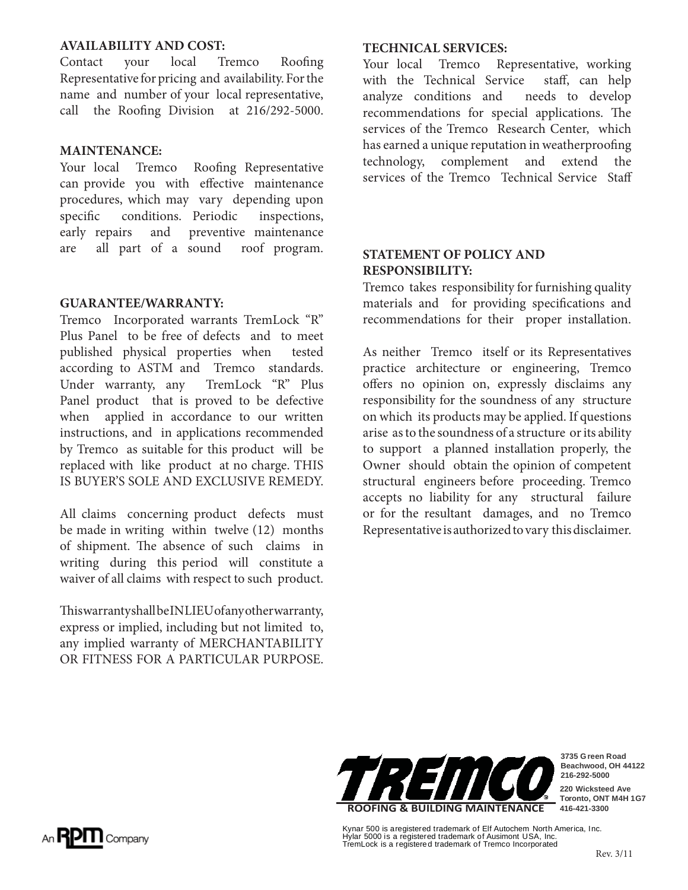**AVAILABILITY AND COST:**
Contact your local Tremco Roofing Representative for pricing and availability. For the name and number of your local representative, call the Roofing Division at 216/292-5000.

**MAINTENANCE:**
Your local Tremco Roofing Representative can provide you with effective maintenance procedures, which may vary depending upon specific conditions. Periodic inspections, early repairs and preventive maintenance are all part of a sound roof program.

**GUARANTEE/WARRANTY:**
Tremco Incorporated warrants TremLock "R" Plus Panel to be free of defects and to meet published physical properties when tested according to ASTM and Tremco standards. Under warranty, any TremLock "R" Plus Panel product that is proved to be defective when applied in accordance to our written instructions, and in applications recommended by Tremco as suitable for this product will be replaced with like product at no charge. THIS IS BUYER'S SOLE AND EXCLUSIVE REMEDY.

All claims concerning product defects must be made in writing within twelve (12) months of shipment. The absence of such claims in writing during this period will constitute a waiver of all claims with respect to such product.

This warranty shall be IN LIEU of any other warranty, express or implied, including but not limited to, any implied warranty of MERCHANTABILITY OR FITNESS FOR A PARTICULAR PURPOSE.

**TECHNICAL SERVICES:**
Your local Tremco Representative, working with the Technical Service staff, can help analyze conditions and needs to develop recommendations for special applications. The services of the Tremco Research Center, which has earned a unique reputation in weatherproofing technology, complement and extend the services of the Tremco Technical Service Staff

**STATEMENT OF POLICY AND RESPONSIBILITY:**
Tremco takes responsibility for furnishing quality materials and for providing specifications and recommendations for their proper installation.

As neither Tremco itself or its Representatives practice architecture or engineering, Tremco offers no opinion on, expressly disclaims any responsibility for the soundness of any structure on which its products may be applied. If questions arise as to the soundness of a structure or its ability to support a planned installation properly, the Owner should obtain the opinion of competent structural engineers before proceeding. Tremco accepts no liability for any structural failure or for the resultant damages, and no Tremco Representative is authorized to vary this disclaimer.

TREMCO®
ROOFING & BUILDING MAINTENANCE

3735 Green Road
Beachwood, OH 44122
216-292-5000

220 Wicksteed Ave
Toronto, ONT M4H 1G7
416-421-3300

An RPM Company

Kynar 500 is a registered trademark of Elf Autochem North America, Inc.
Hylar 5000 is a registered trademark of Ausimont USA, Inc.
TremLock is a registered trademark of Tremco Incorporated

Rev. 3/11